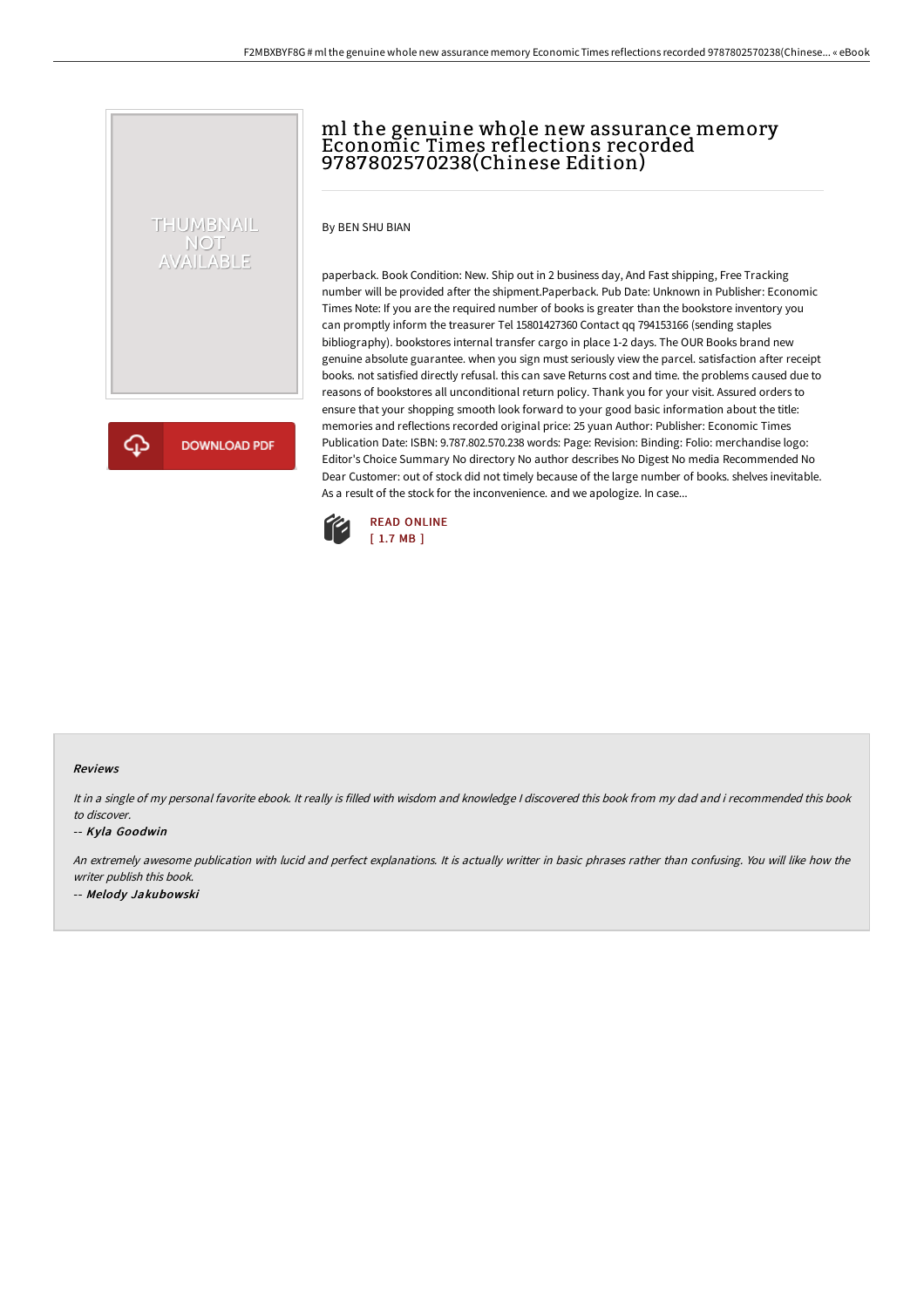# ml the genuine whole new assurance memory Economic Times reflections recorded 9787802570238(Chinese Edition)

By BEN SHU BIAN

paperback. Book Condition: New. Ship out in 2 business day, And Fast shipping, Free Tracking number will be provided after the shipment.Paperback. Pub Date: Unknown in Publisher: Economic Times Note: If you are the required number of books is greater than the bookstore inventory you can promptly inform the treasurer Tel 15801427360 Contact qq 794153166 (sending staples bibliography). bookstores internal transfer cargo in place 1-2 days. The OUR Books brand new genuine absolute guarantee. when you sign must seriously view the parcel. satisfaction after receipt books. not satisfied directly refusal. this can save Returns cost and time. the problems caused due to reasons of bookstores all unconditional return policy. Thank you for your visit. Assured orders to ensure that your shopping smooth look forward to your good basic information about the title: memories and reflections recorded original price: 25 yuan Author: Publisher: Economic Times Publication Date: ISBN: 9.787.802.570.238 words: Page: Revision: Binding: Folio: merchandise logo: Editor's Choice Summary No directory No author describes No Digest No media Recommended No Dear Customer: out of stock did not timely because of the large number of books. shelves inevitable. As a result of the stock for the inconvenience. and we apologize. In case...

READ ONLINE
[ 1.7 MB ]

DOWNLOAD PDF

### Reviews

*It in a single of my personal favorite ebook. It really is filled with wisdom and knowledge I discovered this book from my dad and i recommended this book to discover.*

-- *Kyla Goodwin*

*An extremely awesome publication with lucid and perfect explanations. It is actually writter in basic phrases rather than confusing. You will like how the writer publish this book.*

-- *Melody Jakubowski*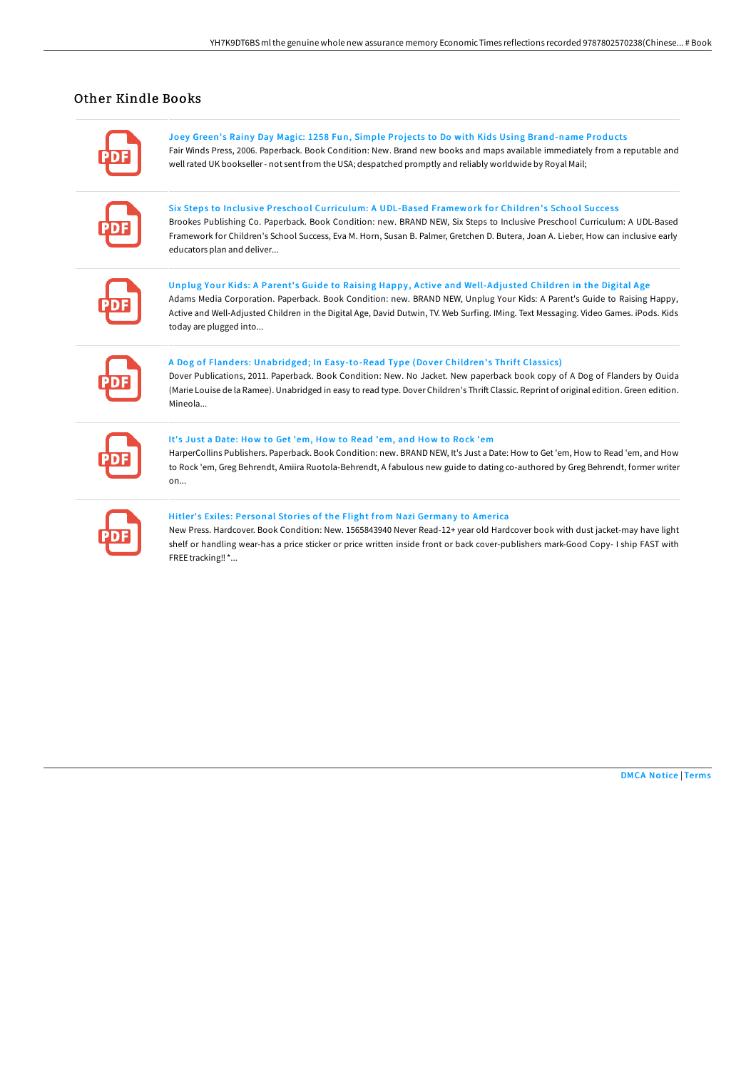## Other Kindle Books

**Joey Green's Rainy Day Magic: 1258 Fun, Simple Projects to Do with Kids Using Brand-name Products**

Fair Winds Press, 2006. Paperback. Book Condition: New. Brand new books and maps available immediately from a reputable and well rated UK bookseller - not sent from the USA; despatched promptly and reliably worldwide by Royal Mail;

**Six Steps to Inclusive Preschool Curriculum: A UDL-Based Framework for Children's School Success**

Brookes Publishing Co. Paperback. Book Condition: new. BRAND NEW, Six Steps to Inclusive Preschool Curriculum: A UDL-Based Framework for Children's School Success, Eva M. Horn, Susan B. Palmer, Gretchen D. Butera, Joan A. Lieber, How can inclusive early educators plan and deliver...

**Unplug Your Kids: A Parent's Guide to Raising Happy, Active and Well-Adjusted Children in the Digital Age**

Adams Media Corporation. Paperback. Book Condition: new. BRAND NEW, Unplug Your Kids: A Parent's Guide to Raising Happy, Active and Well-Adjusted Children in the Digital Age, David Dutwin, TV. Web Surfing. IMing. Text Messaging. Video Games. iPods. Kids today are plugged into...

**A Dog of Flanders: Unabridged; In Easy-to-Read Type (Dover Children's Thrift Classics)**

Dover Publications, 2011. Paperback. Book Condition: New. No Jacket. New paperback book copy of A Dog of Flanders by Ouida (Marie Louise de la Ramee). Unabridged in easy to read type. Dover Children's Thrift Classic. Reprint of original edition. Green edition. Mineola...

**It's Just a Date: How to Get 'em, How to Read 'em, and How to Rock 'em**

HarperCollins Publishers. Paperback. Book Condition: new. BRAND NEW, It's Just a Date: How to Get 'em, How to Read 'em, and How to Rock 'em, Greg Behrendt, Amiira Ruotola-Behrendt, A fabulous new guide to dating co-authored by Greg Behrendt, former writer on...

**Hitler's Exiles: Personal Stories of the Flight from Nazi Germany to America**

New Press. Hardcover. Book Condition: New. 1565843940 Never Read-12+ year old Hardcover book with dust jacket-may have light shelf or handling wear-has a price sticker or price written inside front or back cover-publishers mark-Good Copy- I ship FAST with FREE tracking!! *...

DMCA Notice | Terms